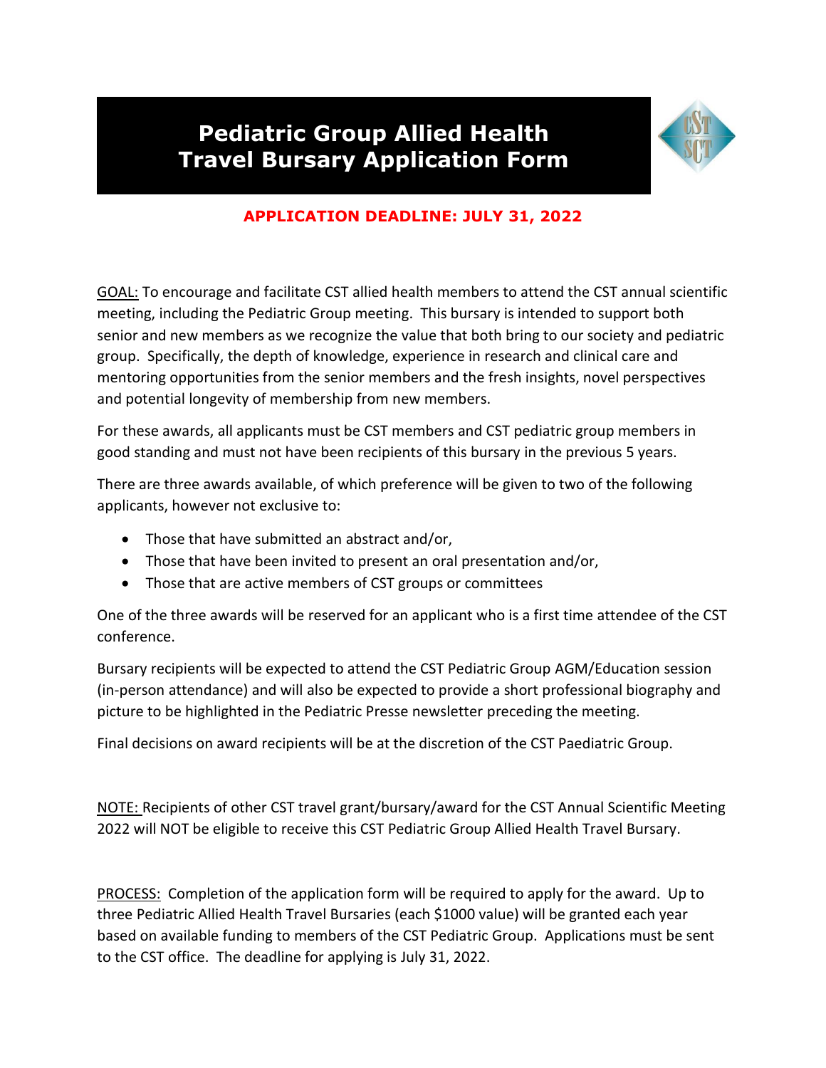# Pediatric Group Allied Health Travel Bursary Application Form

**APPLICATION DEADLINE: JULY 31, 2022**

GOAL: To encourage and facilitate CST allied health members to attend the CST annual scientific meeting, including the Pediatric Group meeting. This bursary is intended to support both senior and new members as we recognize the value that both bring to our society and pediatric group. Specifically, the depth of knowledge, experience in research and clinical care and mentoring opportunities from the senior members and the fresh insights, novel perspectives and potential longevity of membership from new members.

For these awards, all applicants must be CST members and CST pediatric group members in good standing and must not have been recipients of this bursary in the previous 5 years.

There are three awards available, of which preference will be given to two of the following applicants, however not exclusive to:

- Those that have submitted an abstract and/or,
- Those that have been invited to present an oral presentation and/or,
- Those that are active members of CST groups or committees

One of the three awards will be reserved for an applicant who is a first time attendee of the CST conference.

Bursary recipients will be expected to attend the CST Pediatric Group AGM/Education session (in-person attendance) and will also be expected to provide a short professional biography and picture to be highlighted in the Pediatric Presse newsletter preceding the meeting.

Final decisions on award recipients will be at the discretion of the CST Paediatric Group.

NOTE: Recipients of other CST travel grant/bursary/award for the CST Annual Scientific Meeting 2022 will NOT be eligible to receive this CST Pediatric Group Allied Health Travel Bursary.

PROCESS: Completion of the application form will be required to apply for the award. Up to three Pediatric Allied Health Travel Bursaries (each $1000 value) will be granted each year based on available funding to members of the CST Pediatric Group. Applications must be sent to the CST office. The deadline for applying is July 31, 2022.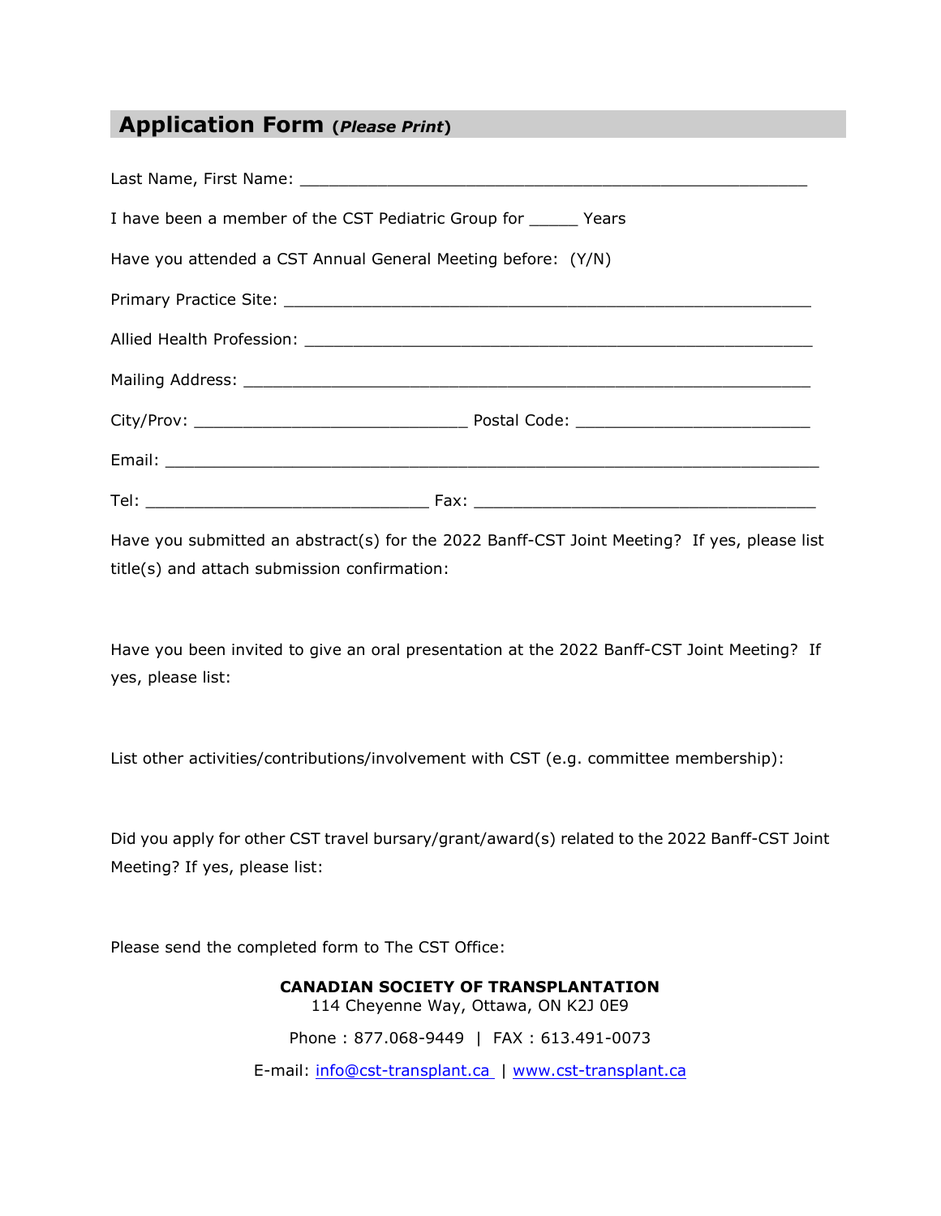## Application Form (*Please Print*)

Last Name, First Name: _______________________________________________________

I have been a member of the CST Pediatric Group for _____ Years

Have you attended a CST Annual General Meeting before: (Y/N)

Primary Practice Site: _________________________________________________________

Allied Health Profession: _______________________________________________________

Mailing Address: _____________________________________________________________

City/Prov: _____________________________ Postal Code: _________________________

Email: ______________________________________________________________________

Tel: ______________________________ Fax: ____________________________________

Have you submitted an abstract(s) for the 2022 Banff-CST Joint Meeting? If yes, please list title(s) and attach submission confirmation:

Have you been invited to give an oral presentation at the 2022 Banff-CST Joint Meeting? If yes, please list:

List other activities/contributions/involvement with CST (e.g. committee membership):

Did you apply for other CST travel bursary/grant/award(s) related to the 2022 Banff-CST Joint Meeting? If yes, please list:

Please send the completed form to The CST Office:

**CANADIAN SOCIETY OF TRANSPLANTATION**
114 Cheyenne Way, Ottawa, ON K2J 0E9

Phone : 877.068-9449 | FAX : 613.491-0073

E-mail: info@cst-transplant.ca | www.cst-transplant.ca